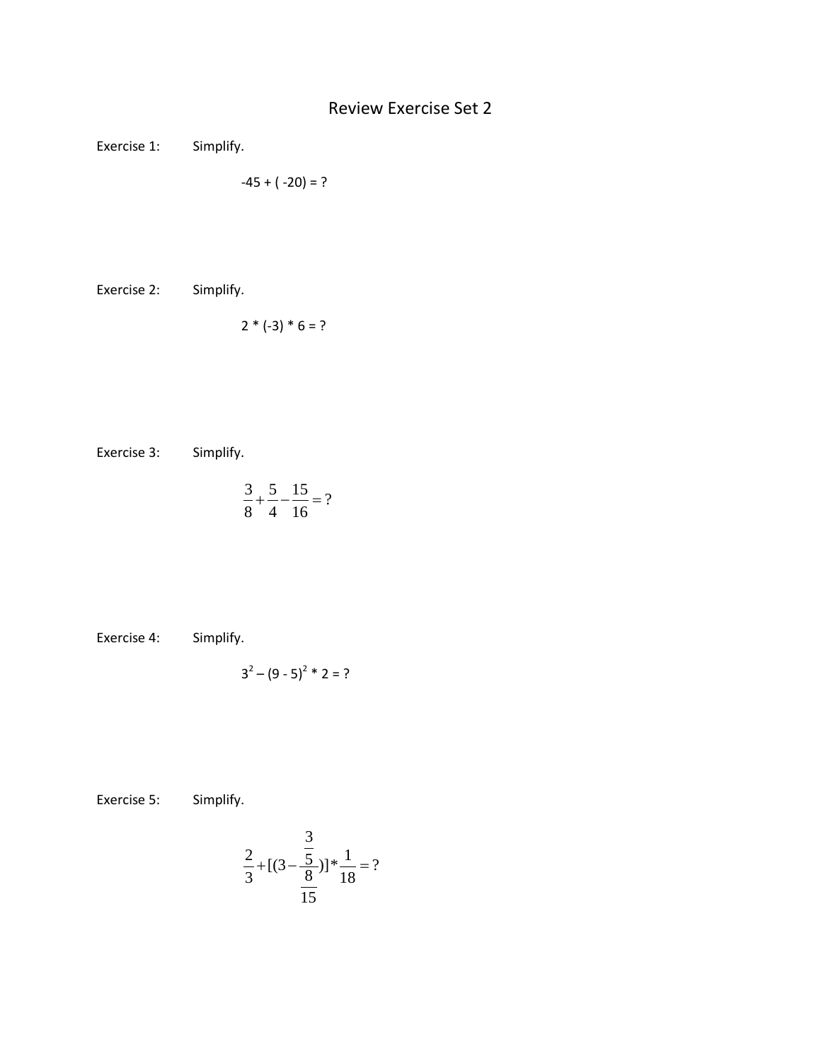# Review Exercise Set 2

Exercise 1: Simplify.

$$-45 + (-20) = ?$$

Exercise 2: Simplify.

$$2 * (-3) * 6 = ?$$

Exercise 3: Simplify.

$$\frac{3}{8} + \frac{5}{4} - \frac{15}{16} = ?$$

Exercise 4: Simplify.

$$3^2 - (9 - 5)^2 * 2 = ?$$

Exercise 5: Simplify.

$$\frac{2}{3} + [(3 - \frac{\frac{3}{5}}{\frac{8}{15}})] * \frac{1}{18} = ?$$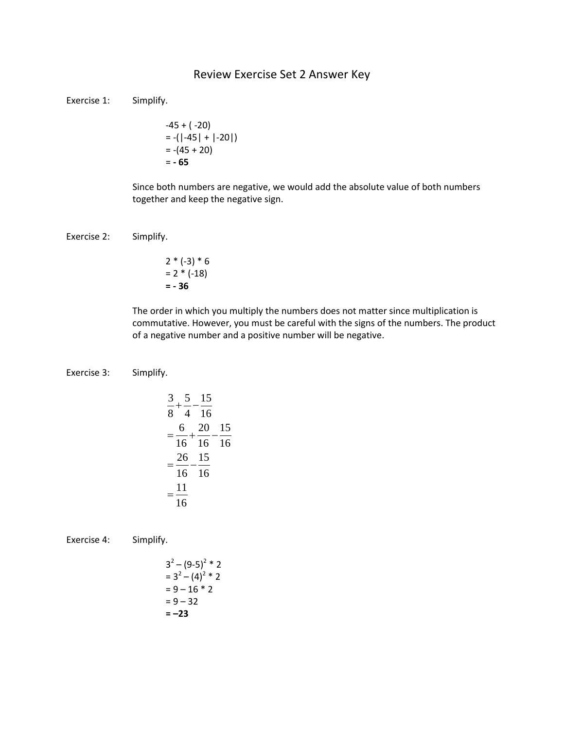# Review Exercise Set 2 Answer Key

Exercise 1: Simplify.

$$-45 + (-20)$$
$$= -(|-45| + |-20|)$$
$$= -(45 + 20)$$
$$= \mathbf{-65}$$

Since both numbers are negative, we would add the absolute value of both numbers together and keep the negative sign.

Exercise 2: Simplify.

$$2 * (-3) * 6$$
$$= 2 * (-18)$$
$$= \mathbf{-36}$$

The order in which you multiply the numbers does not matter since multiplication is commutative. However, you must be careful with the signs of the numbers. The product of a negative number and a positive number will be negative.

Exercise 3: Simplify.

$$\frac{3}{8} + \frac{5}{4} - \frac{15}{16}$$
$$= \frac{6}{16} + \frac{20}{16} - \frac{15}{16}$$
$$= \frac{26}{16} - \frac{15}{16}$$
$$= \frac{11}{16}$$

Exercise 4: Simplify.

$$3^2 - (9-5)^2 * 2$$
$$= 3^2 - (4)^2 * 2$$
$$= 9 - 16 * 2$$
$$= 9 - 32$$
$$= \mathbf{-23}$$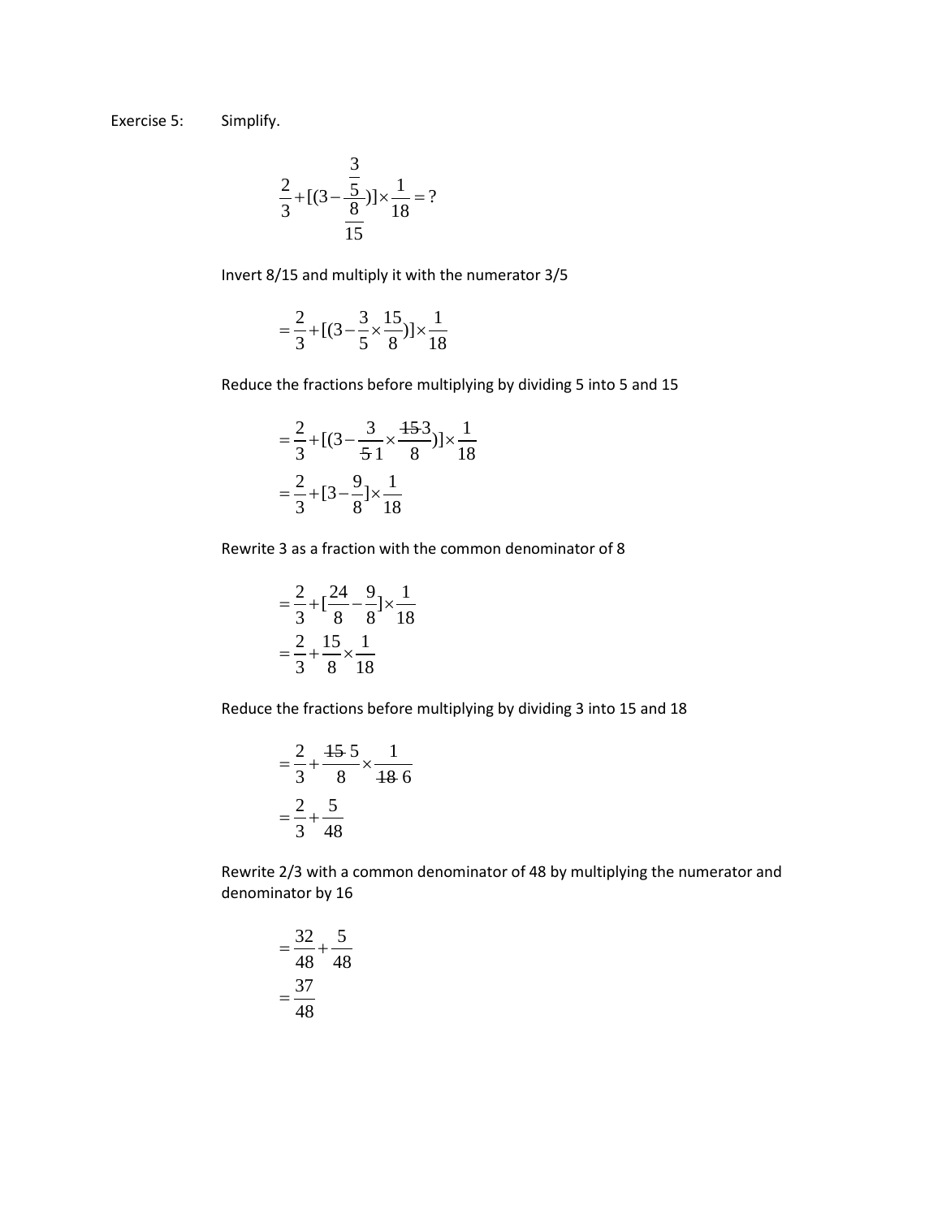Exercise 5: Simplify.

$$\frac{2}{3}+[(3-\frac{\frac{3}{5}}{\frac{8}{15}})]\times\frac{1}{18}=?$$

Invert 8/15 and multiply it with the numerator 3/5

$$=\frac{2}{3}+[(3-\frac{3}{5}\times\frac{15}{8})]\times\frac{1}{18}$$

Reduce the fractions before multiplying by dividing 5 into 5 and 15

$$=\frac{2}{3}+[(3-\frac{3}{\cancel{5}\,1}\times\frac{\cancel{15}\,3}{8})]\times\frac{1}{18}$$

$$=\frac{2}{3}+[3-\frac{9}{8}]\times\frac{1}{18}$$

Rewrite 3 as a fraction with the common denominator of 8

$$=\frac{2}{3}+[\frac{24}{8}-\frac{9}{8}]\times\frac{1}{18}$$

$$=\frac{2}{3}+\frac{15}{8}\times\frac{1}{18}$$

Reduce the fractions before multiplying by dividing 3 into 15 and 18

$$=\frac{2}{3}+\frac{\cancel{15}\,5}{8}\times\frac{1}{\cancel{18}\,6}$$

$$=\frac{2}{3}+\frac{5}{48}$$

Rewrite 2/3 with a common denominator of 48 by multiplying the numerator and denominator by 16

$$=\frac{32}{48}+\frac{5}{48}$$

$$=\frac{37}{48}$$